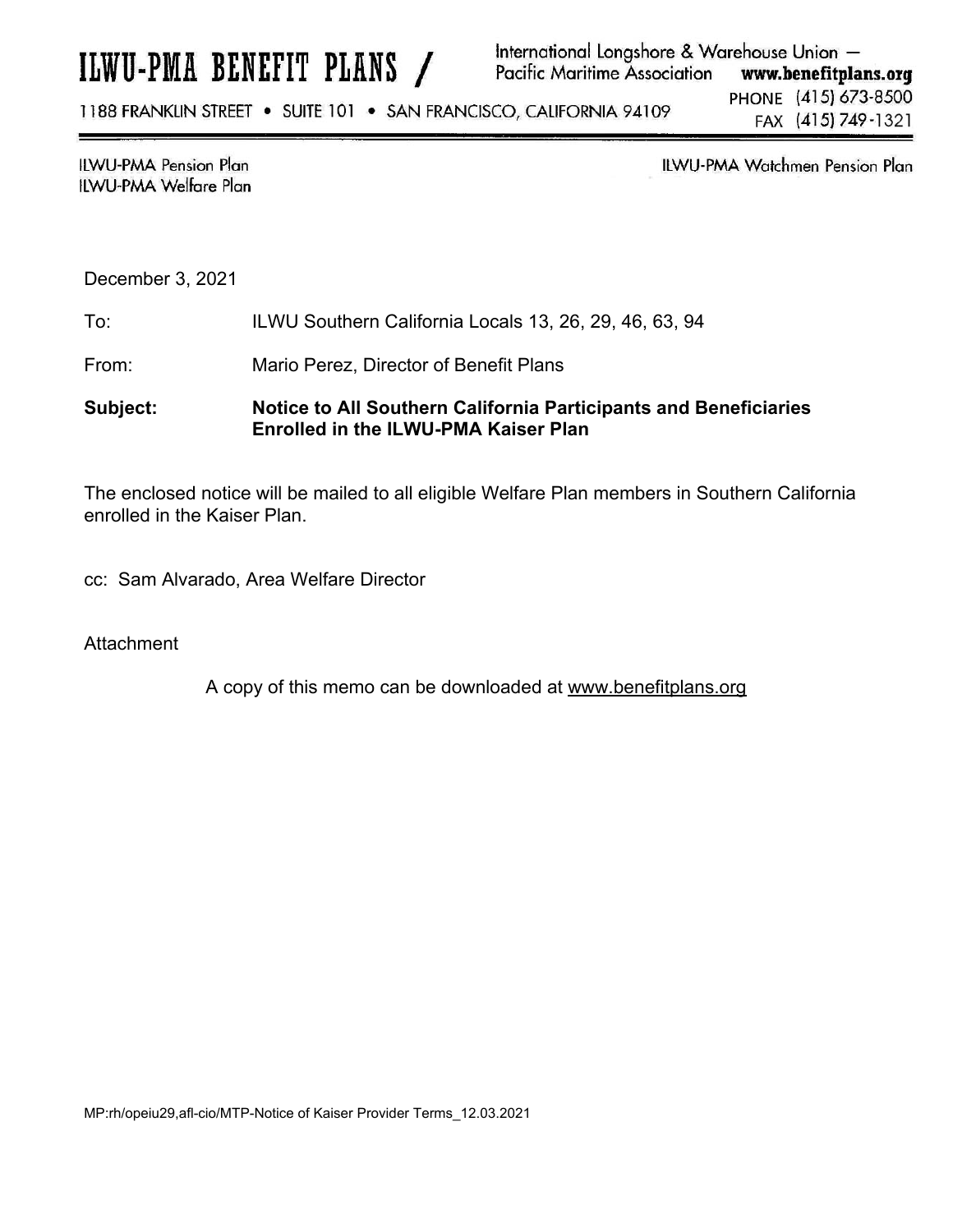# ILWU-PMA BENEFIT PLANS /

International Longshore & Warehouse Union — Pacific Maritime Association **www.benefitplans.org**

1188 FRANKLIN STREET • SUITE 101 • SAN FRANCISCO, CALIFORNIA 94109

PHONE (415) 673-8500
FAX (415) 749-1321

ILWU-PMA Pension Plan
ILWU-PMA Welfare Plan

ILWU-PMA Watchmen Pension Plan

December 3, 2021

To: ILWU Southern California Locals 13, 26, 29, 46, 63, 94

From: Mario Perez, Director of Benefit Plans

**Subject: Notice to All Southern California Participants and Beneficiaries Enrolled in the ILWU-PMA Kaiser Plan**

The enclosed notice will be mailed to all eligible Welfare Plan members in Southern California enrolled in the Kaiser Plan.

cc: Sam Alvarado, Area Welfare Director

Attachment

A copy of this memo can be downloaded at www.benefitplans.org

MP:rh/opeiu29,afl-cio/MTP-Notice of Kaiser Provider Terms_12.03.2021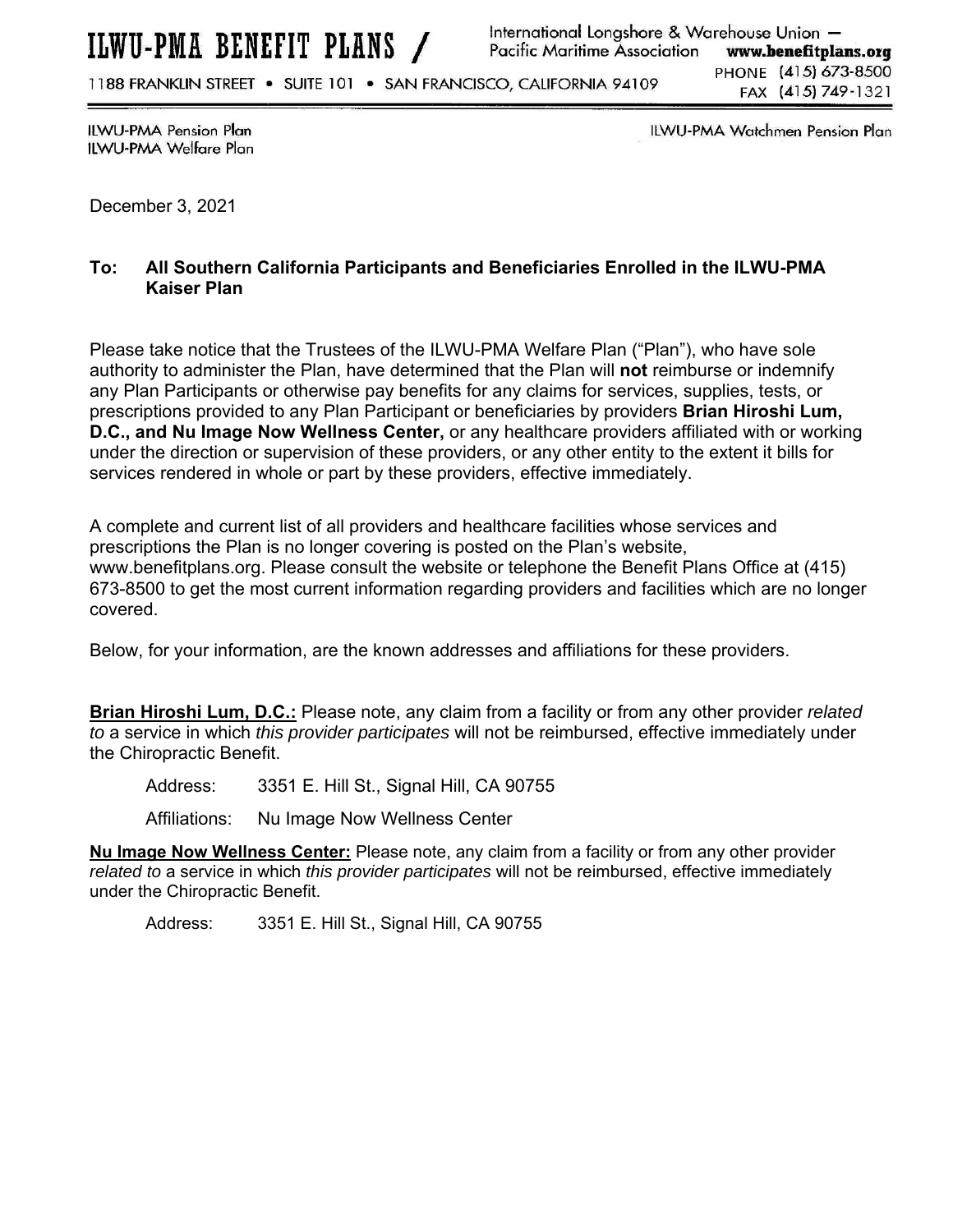# ILWU-PMA BENEFIT PLANS

International Longshore & Warehouse Union — Pacific Maritime Association
**www.benefitplans.org**

1188 FRANKLIN STREET • SUITE 101 • SAN FRANCISCO, CALIFORNIA 94109

PHONE (415) 673-8500
FAX (415) 749-1321

ILWU-PMA Pension Plan
ILWU-PMA Welfare Plan

ILWU-PMA Watchmen Pension Plan

December 3, 2021

**To: All Southern California Participants and Beneficiaries Enrolled in the ILWU-PMA Kaiser Plan**

Please take notice that the Trustees of the ILWU-PMA Welfare Plan ("Plan"), who have sole authority to administer the Plan, have determined that the Plan will **not** reimburse or indemnify any Plan Participants or otherwise pay benefits for any claims for services, supplies, tests, or prescriptions provided to any Plan Participant or beneficiaries by providers **Brian Hiroshi Lum, D.C., and Nu Image Now Wellness Center,** or any healthcare providers affiliated with or working under the direction or supervision of these providers, or any other entity to the extent it bills for services rendered in whole or part by these providers, effective immediately.

A complete and current list of all providers and healthcare facilities whose services and prescriptions the Plan is no longer covering is posted on the Plan's website, www.benefitplans.org. Please consult the website or telephone the Benefit Plans Office at (415) 673-8500 to get the most current information regarding providers and facilities which are no longer covered.

Below, for your information, are the known addresses and affiliations for these providers.

**Brian Hiroshi Lum, D.C.:** Please note, any claim from a facility or from any other provider *related to* a service in which *this provider participates* will not be reimbursed, effective immediately under the Chiropractic Benefit.

Address: 3351 E. Hill St., Signal Hill, CA 90755

Affiliations: Nu Image Now Wellness Center

**Nu Image Now Wellness Center:** Please note, any claim from a facility or from any other provider *related to* a service in which *this provider participates* will not be reimbursed, effective immediately under the Chiropractic Benefit.

Address: 3351 E. Hill St., Signal Hill, CA 90755